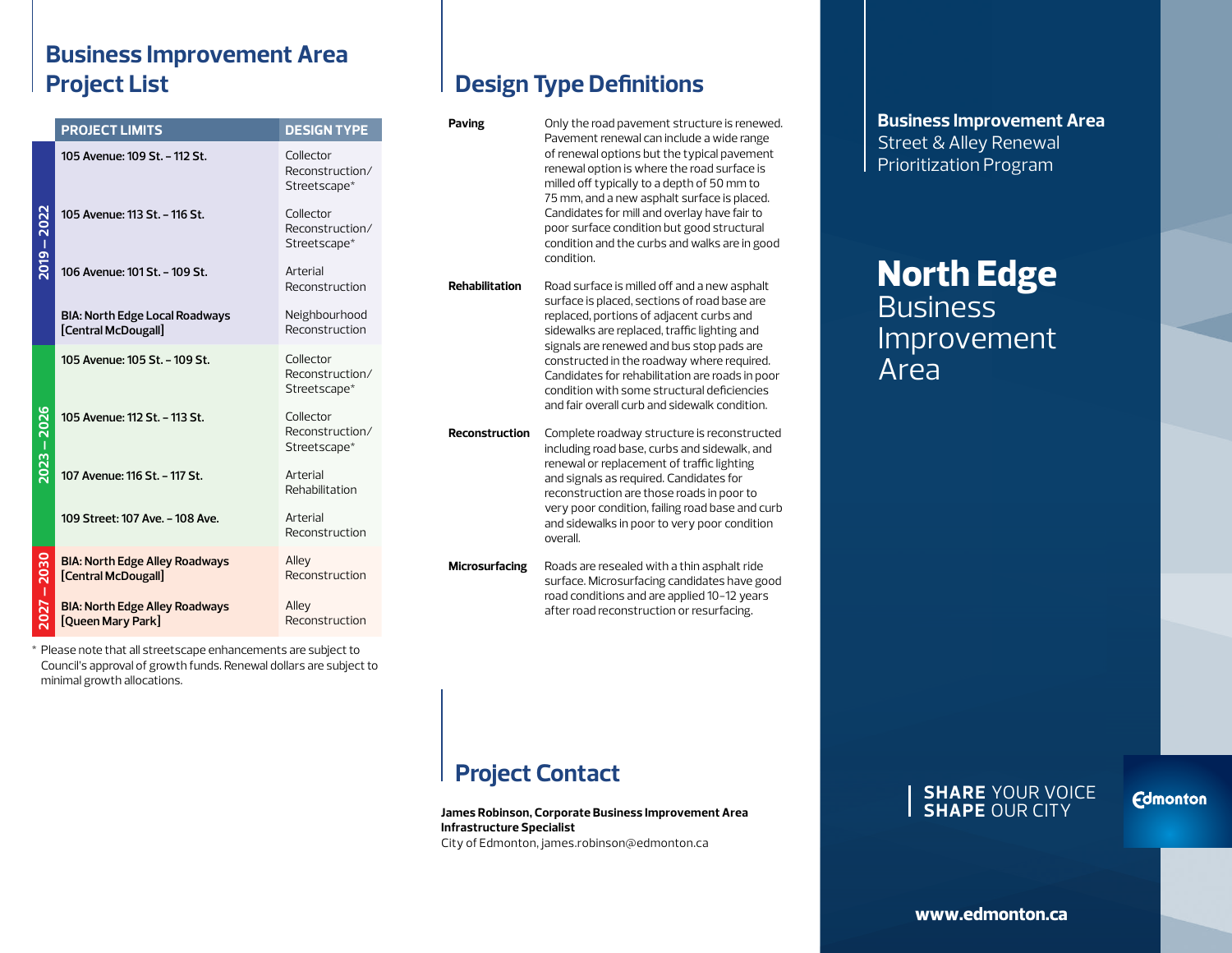## Business Improvement Area Project List

| | PROJECT LIMITS | DESIGN TYPE |
|---|---|---|
| 2019 – 2022 | 105 Avenue: 109 St. – 112 St. | Collector Reconstruction/ Streetscape* |
| | 105 Avenue: 113 St. – 116 St. | Collector Reconstruction/ Streetscape* |
| | 106 Avenue: 101 St. – 109 St. | Arterial Reconstruction |
| | BIA: North Edge Local Roadways [Central McDougall] | Neighbourhood Reconstruction |
| 2023 – 2026 | 105 Avenue: 105 St. – 109 St. | Collector Reconstruction/ Streetscape* |
| | 105 Avenue: 112 St. – 113 St. | Collector Reconstruction/ Streetscape* |
| | 107 Avenue: 116 St. – 117 St. | Arterial Rehabilitation |
| | 109 Street: 107 Ave. – 108 Ave. | Arterial Reconstruction |
| 2027 – 2030 | BIA: North Edge Alley Roadways [Central McDougall] | Alley Reconstruction |
| | BIA: North Edge Alley Roadways [Queen Mary Park] | Alley Reconstruction |

\* Please note that all streetscape enhancements are subject to Council's approval of growth funds. Renewal dollars are subject to minimal growth allocations.

## Design Type Definitions

**Paving** — Only the road pavement structure is renewed. Pavement renewal can include a wide range of renewal options but the typical pavement renewal option is where the road surface is milled off typically to a depth of 50 mm to 75 mm, and a new asphalt surface is placed. Candidates for mill and overlay have fair to poor surface condition but good structural condition and the curbs and walks are in good condition.

**Rehabilitation** — Road surface is milled off and a new asphalt surface is placed, sections of road base are replaced, portions of adjacent curbs and sidewalks are replaced, traffic lighting and signals are renewed and bus stop pads are constructed in the roadway where required. Candidates for rehabilitation are roads in poor condition with some structural deficiencies and fair overall curb and sidewalk condition.

**Reconstruction** — Complete roadway structure is reconstructed including road base, curbs and sidewalk, and renewal or replacement of traffic lighting and signals as required. Candidates for reconstruction are those roads in poor to very poor condition, failing road base and curb and sidewalks in poor to very poor condition overall.

**Microsurfacing** — Roads are resealed with a thin asphalt ride surface. Microsurfacing candidates have good road conditions and are applied 10–12 years after road reconstruction or resurfacing.

## Project Contact

**James Robinson, Corporate Business Improvement Area Infrastructure Specialist**
City of Edmonton, james.robinson@edmonton.ca

**Business Improvement Area**
Street & Alley Renewal Prioritization Program

# North Edge Business Improvement Area

**SHARE** YOUR VOICE
**SHAPE** OUR CITY

Edmonton

**www.edmonton.ca**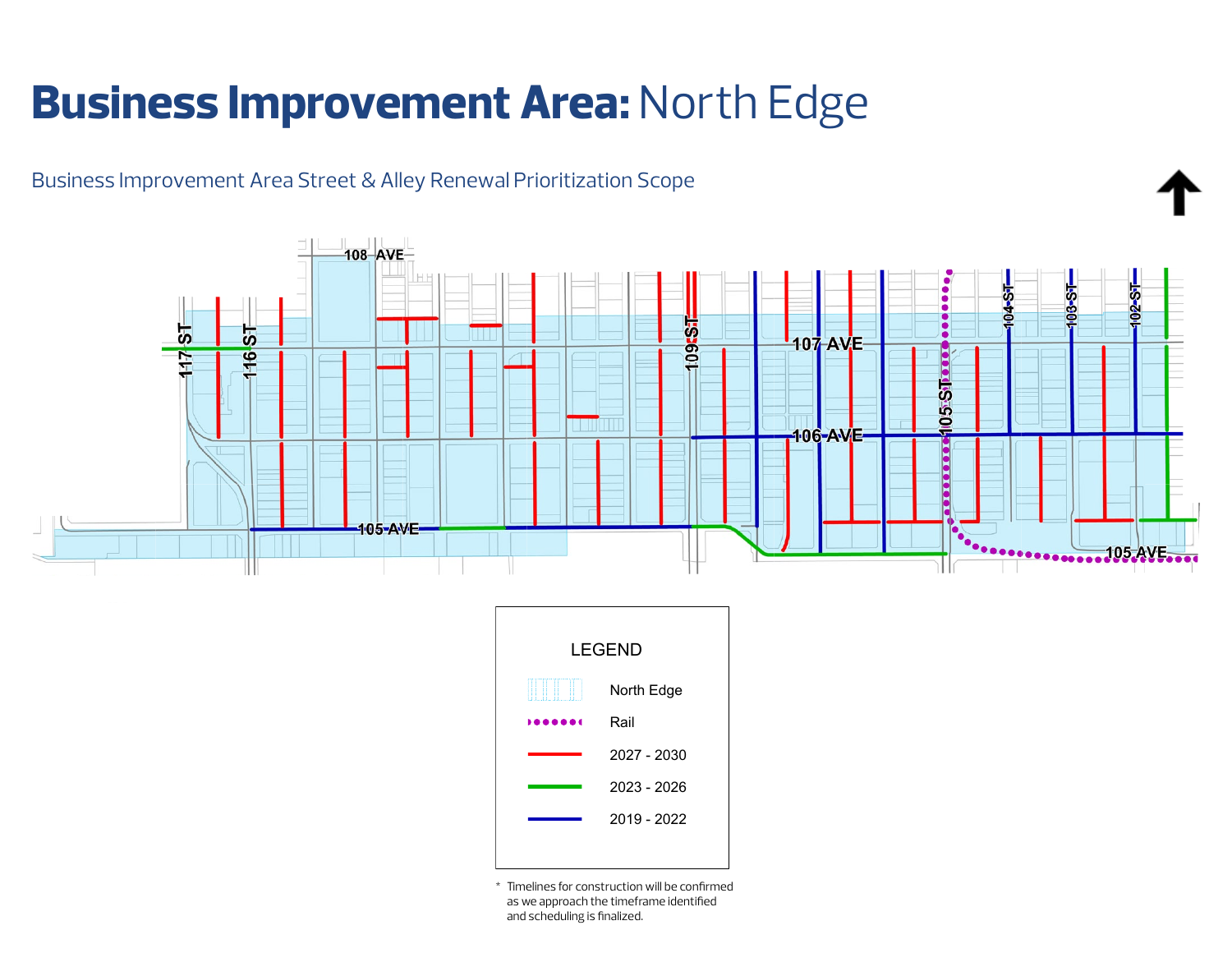# Business Improvement Area: North Edge

Business Improvement Area Street & Alley Renewal Prioritization Scope

108 AVE

107 AVE

106 AVE

105 AVE

105 AVE

117 ST

116 ST

109 ST

105 ST

104 ST

103 ST

102 ST

LEGEND

North Edge

Rail

2027 - 2030

2023 - 2026

2019 - 2022

\* Timelines for construction will be confirmed as we approach the timeframe identified and scheduling is finalized.